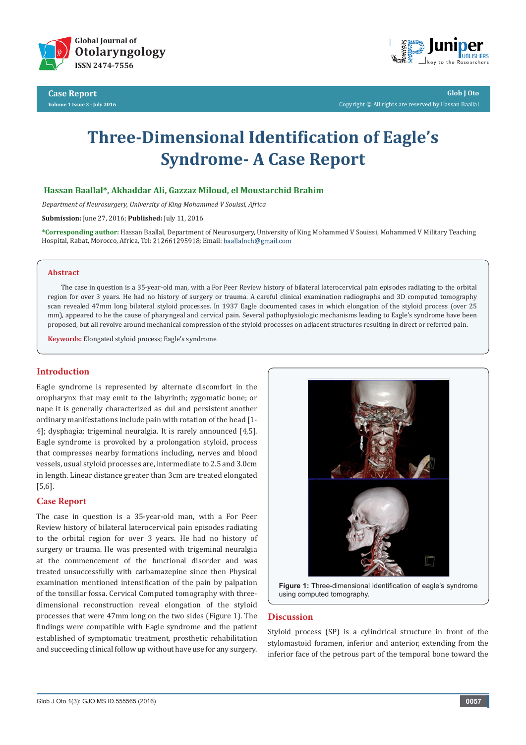# Three-Dimensional Identification of Eagle's Syndrome- A Case Report

**Hassan Baallal\*, Akhaddar Ali, Gazzaz Miloud, el Moustarchid Brahim**

*Department of Neurosurgery, University of King Mohammed V Souissi, Africa*

**Submission:** June 27, 2016; **Published:** July 11, 2016

**\*Corresponding author:** Hassan Baallal, Department of Neurosurgery, University of King Mohammed V Souissi, Mohammed V Military Teaching Hospital, Rabat, Morocco, Africa, Tel: 212661295918; Email: baallalnch@gmail.com

## Abstract

The case in question is a 35-year-old man, with a For Peer Review history of bilateral laterocervical pain episodes radiating to the orbital region for over 3 years. He had no history of surgery or trauma. A careful clinical examination radiographs and 3D computed tomography scan revealed 47mm long bilateral styloid processes. In 1937 Eagle documented cases in which elongation of the styloid process (over 25 mm), appeared to be the cause of pharyngeal and cervical pain. Several pathophysiologic mechanisms leading to Eagle's syndrome have been proposed, but all revolve around mechanical compression of the styloid processes on adjacent structures resulting in direct or referred pain.

**Keywords:** Elongated styloid process; Eagle's syndrome

## Introduction

Eagle syndrome is represented by alternate discomfort in the oropharynx that may emit to the labyrinth; zygomatic bone; or nape it is generally characterized as dul and persistent another ordinary manifestations include pain with rotation of the head [1-4]; dysphagia; trigeminal neuralgia. It is rarely announced [4,5]. Eagle syndrome is provoked by a prolongation styloid, process that compresses nearby formations including, nerves and blood vessels, usual styloid processes are, intermediate to 2.5 and 3.0cm in length. Linear distance greater than 3cm are treated elongated [5,6].

## Case Report

The case in question is a 35-year-old man, with a For Peer Review history of bilateral laterocervical pain episodes radiating to the orbital region for over 3 years. He had no history of surgery or trauma. He was presented with trigeminal neuralgia at the commencement of the functional disorder and was treated unsuccessfully with carbamazepine since then Physical examination mentioned intensification of the pain by palpation of the tonsillar fossa. Cervical Computed tomography with three-dimensional reconstruction reveal elongation of the styloid processes that were 47mm long on the two sides (Figure 1). The findings were compatible with Eagle syndrome and the patient established of symptomatic treatment, prosthetic rehabilitation and succeeding clinical follow up without have use for any surgery.

**Figure 1:** Three-dimensional identification of eagle's syndrome using computed tomography.

## Discussion

Styloid process (SP) is a cylindrical structure in front of the stylomastoid foramen, inferior and anterior, extending from the inferior face of the petrous part of the temporal bone toward the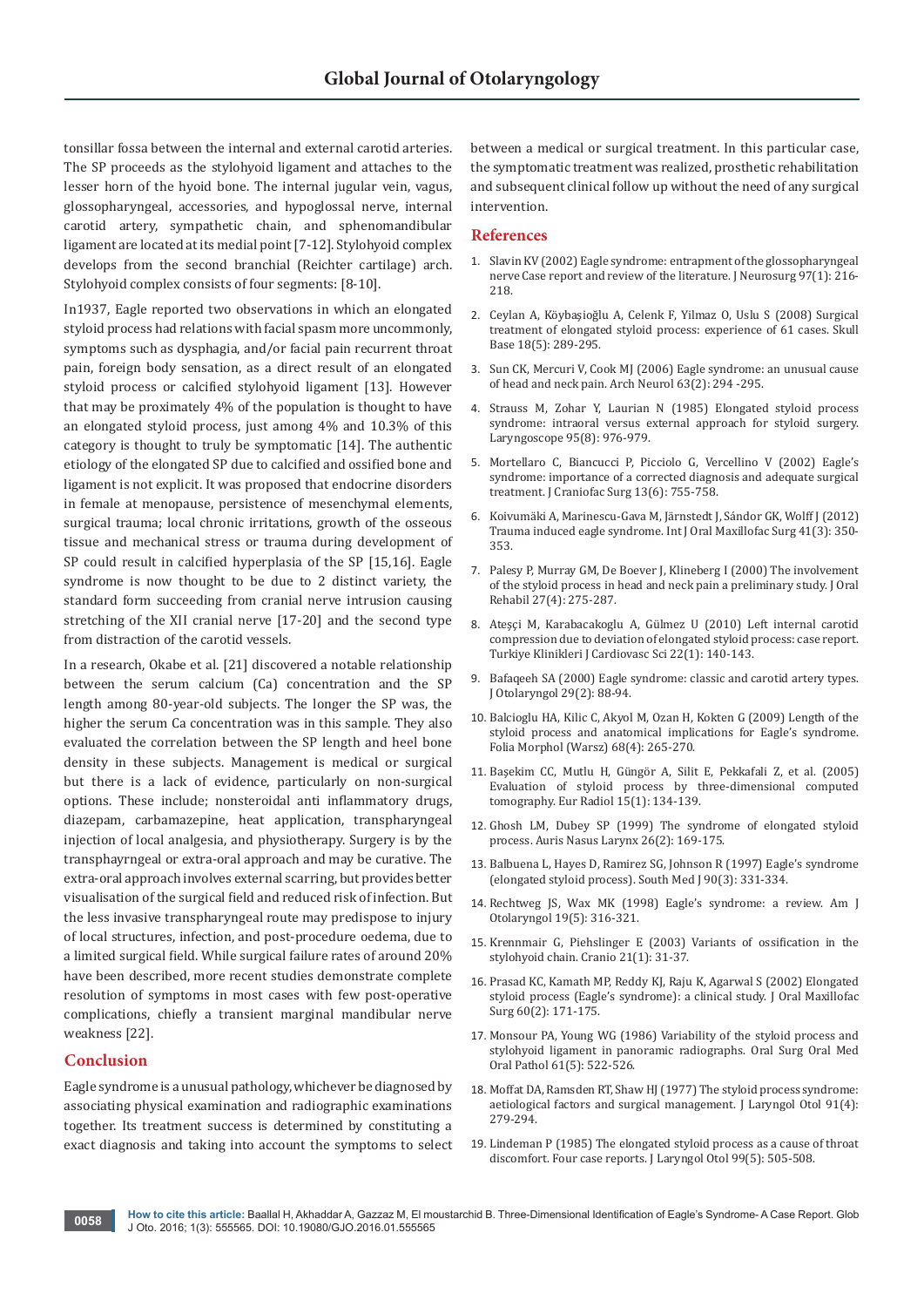tonsillar fossa between the internal and external carotid arteries. The SP proceeds as the stylohyoid ligament and attaches to the lesser horn of the hyoid bone. The internal jugular vein, vagus, glossopharyngeal, accessories, and hypoglossal nerve, internal carotid artery, sympathetic chain, and sphenomandibular ligament are located at its medial point [7-12]. Stylohyoid complex develops from the second branchial (Reichter cartilage) arch. Stylohyoid complex consists of four segments: [8-10].

In1937, Eagle reported two observations in which an elongated styloid process had relations with facial spasm more uncommonly, symptoms such as dysphagia, and/or facial pain recurrent throat pain, foreign body sensation, as a direct result of an elongated styloid process or calcified stylohyoid ligament [13]. However that may be proximately 4% of the population is thought to have an elongated styloid process, just among 4% and 10.3% of this category is thought to truly be symptomatic [14]. The authentic etiology of the elongated SP due to calcified and ossified bone and ligament is not explicit. It was proposed that endocrine disorders in female at menopause, persistence of mesenchymal elements, surgical trauma; local chronic irritations, growth of the osseous tissue and mechanical stress or trauma during development of SP could result in calcified hyperplasia of the SP [15,16]. Eagle syndrome is now thought to be due to 2 distinct variety, the standard form succeeding from cranial nerve intrusion causing stretching of the XII cranial nerve [17-20] and the second type from distraction of the carotid vessels.

In a research, Okabe et al. [21] discovered a notable relationship between the serum calcium (Ca) concentration and the SP length among 80-year-old subjects. The longer the SP was, the higher the serum Ca concentration was in this sample. They also evaluated the correlation between the SP length and heel bone density in these subjects. Management is medical or surgical but there is a lack of evidence, particularly on non-surgical options. These include; nonsteroidal anti inflammatory drugs, diazepam, carbamazepine, heat application, transpharyngeal injection of local analgesia, and physiotherapy. Surgery is by the transphayrngeal or extra-oral approach and may be curative. The extra-oral approach involves external scarring, but provides better visualisation of the surgical field and reduced risk of infection. But the less invasive transpharyngeal route may predispose to injury of local structures, infection, and post-procedure oedema, due to a limited surgical field. While surgical failure rates of around 20% have been described, more recent studies demonstrate complete resolution of symptoms in most cases with few post-operative complications, chiefly a transient marginal mandibular nerve weakness [22].

## Conclusion

Eagle syndrome is a unusual pathology, whichever be diagnosed by associating physical examination and radiographic examinations together. Its treatment success is determined by constituting a exact diagnosis and taking into account the symptoms to select between a medical or surgical treatment. In this particular case, the symptomatic treatment was realized, prosthetic rehabilitation and subsequent clinical follow up without the need of any surgical intervention.

## References

1. Slavin KV (2002) Eagle syndrome: entrapment of the glossopharyngeal nerve Case report and review of the literature. J Neurosurg 97(1): 216-218.
2. Ceylan A, Köybaşioğlu A, Celenk F, Yilmaz O, Uslu S (2008) Surgical treatment of elongated styloid process: experience of 61 cases. Skull Base 18(5): 289-295.
3. Sun CK, Mercuri V, Cook MJ (2006) Eagle syndrome: an unusual cause of head and neck pain. Arch Neurol 63(2): 294 -295.
4. Strauss M, Zohar Y, Laurian N (1985) Elongated styloid process syndrome: intraoral versus external approach for styloid surgery. Laryngoscope 95(8): 976-979.
5. Mortellaro C, Biancucci P, Picciolo G, Vercellino V (2002) Eagle's syndrome: importance of a corrected diagnosis and adequate surgical treatment. J Craniofac Surg 13(6): 755-758.
6. Koivumäki A, Marinescu-Gava M, Järnstedt J, Sándor GK, Wolff J (2012) Trauma induced eagle syndrome. Int J Oral Maxillofac Surg 41(3): 350-353.
7. Palesy P, Murray GM, De Boever J, Klineberg I (2000) The involvement of the styloid process in head and neck pain a preliminary study. J Oral Rehabil 27(4): 275-287.
8. Ateşçi M, Karabacakoglu A, Gülmez U (2010) Left internal carotid compression due to deviation of elongated styloid process: case report. Turkiye Klinikleri J Cardiovasc Sci 22(1): 140-143.
9. Bafaqeeh SA (2000) Eagle syndrome: classic and carotid artery types. J Otolaryngol 29(2): 88-94.
10. Balcioglu HA, Kilic C, Akyol M, Ozan H, Kokten G (2009) Length of the styloid process and anatomical implications for Eagle's syndrome. Folia Morphol (Warsz) 68(4): 265-270.
11. Başekim CC, Mutlu H, Güngör A, Silit E, Pekkafali Z, et al. (2005) Evaluation of styloid process by three-dimensional computed tomography. Eur Radiol 15(1): 134-139.
12. Ghosh LM, Dubey SP (1999) The syndrome of elongated styloid process. Auris Nasus Larynx 26(2): 169-175.
13. Balbuena L, Hayes D, Ramirez SG, Johnson R (1997) Eagle's syndrome (elongated styloid process). South Med J 90(3): 331-334.
14. Rechtweg JS, Wax MK (1998) Eagle's syndrome: a review. Am J Otolaryngol 19(5): 316-321.
15. Krennmair G, Piehslinger E (2003) Variants of ossification in the stylohyoid chain. Cranio 21(1): 31-37.
16. Prasad KC, Kamath MP, Reddy KJ, Raju K, Agarwal S (2002) Elongated styloid process (Eagle's syndrome): a clinical study. J Oral Maxillofac Surg 60(2): 171-175.
17. Monsour PA, Young WG (1986) Variability of the styloid process and stylohyoid ligament in panoramic radiographs. Oral Surg Oral Med Oral Pathol 61(5): 522-526.
18. Moffat DA, Ramsden RT, Shaw HJ (1977) The styloid process syndrome: aetiological factors and surgical management. J Laryngol Otol 91(4): 279-294.
19. Lindeman P (1985) The elongated styloid process as a cause of throat discomfort. Four case reports. J Laryngol Otol 99(5): 505-508.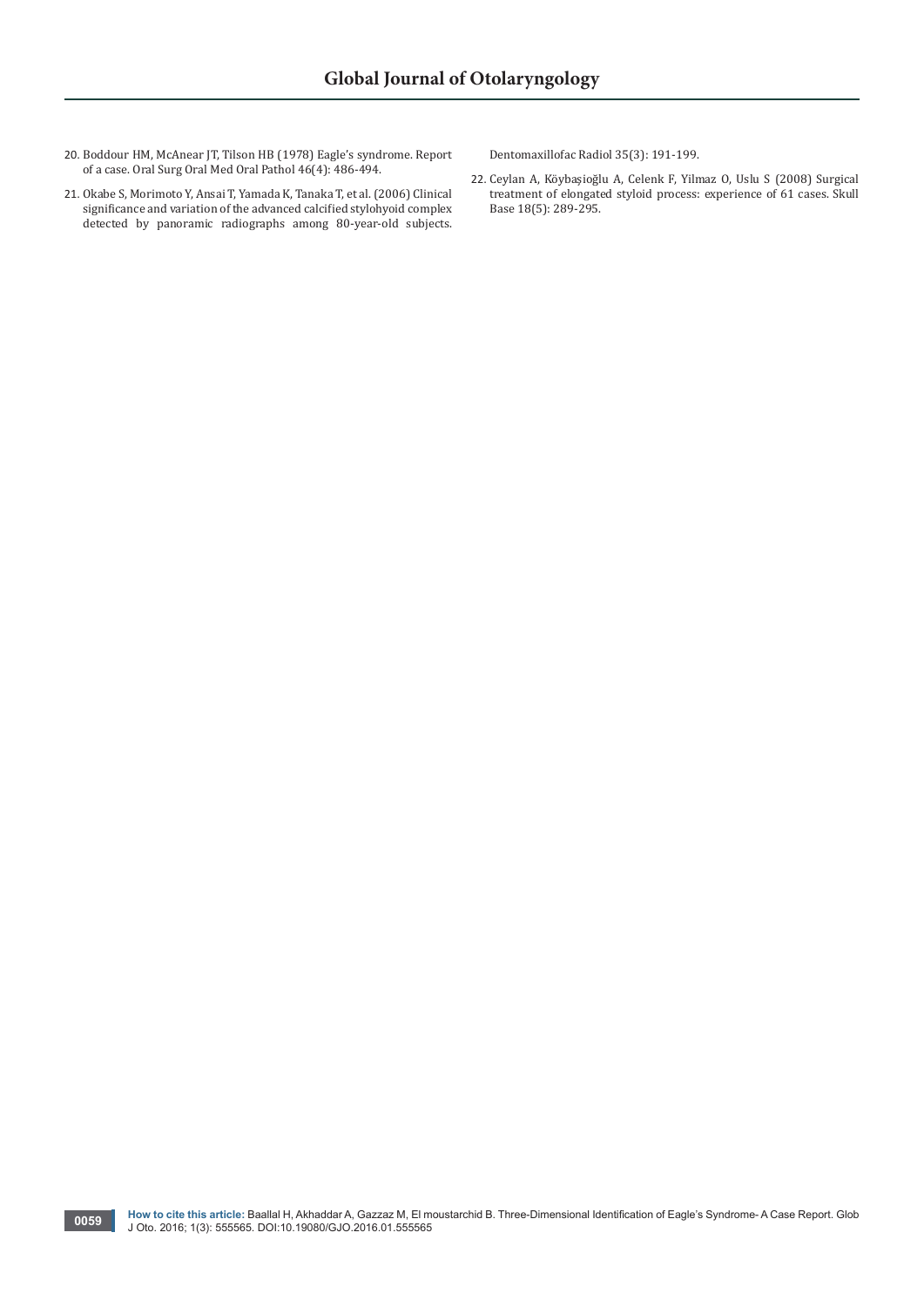20. Boddour HM, McAnear JT, Tilson HB (1978) Eagle's syndrome. Report of a case. Oral Surg Oral Med Oral Pathol 46(4): 486-494.
21. Okabe S, Morimoto Y, Ansai T, Yamada K, Tanaka T, et al. (2006) Clinical significance and variation of the advanced calcified stylohyoid complex detected by panoramic radiographs among 80-year-old subjects. Dentomaxillofac Radiol 35(3): 191-199.
22. Ceylan A, Köybaşioğlu A, Celenk F, Yilmaz O, Uslu S (2008) Surgical treatment of elongated styloid process: experience of 61 cases. Skull Base 18(5): 289-295.